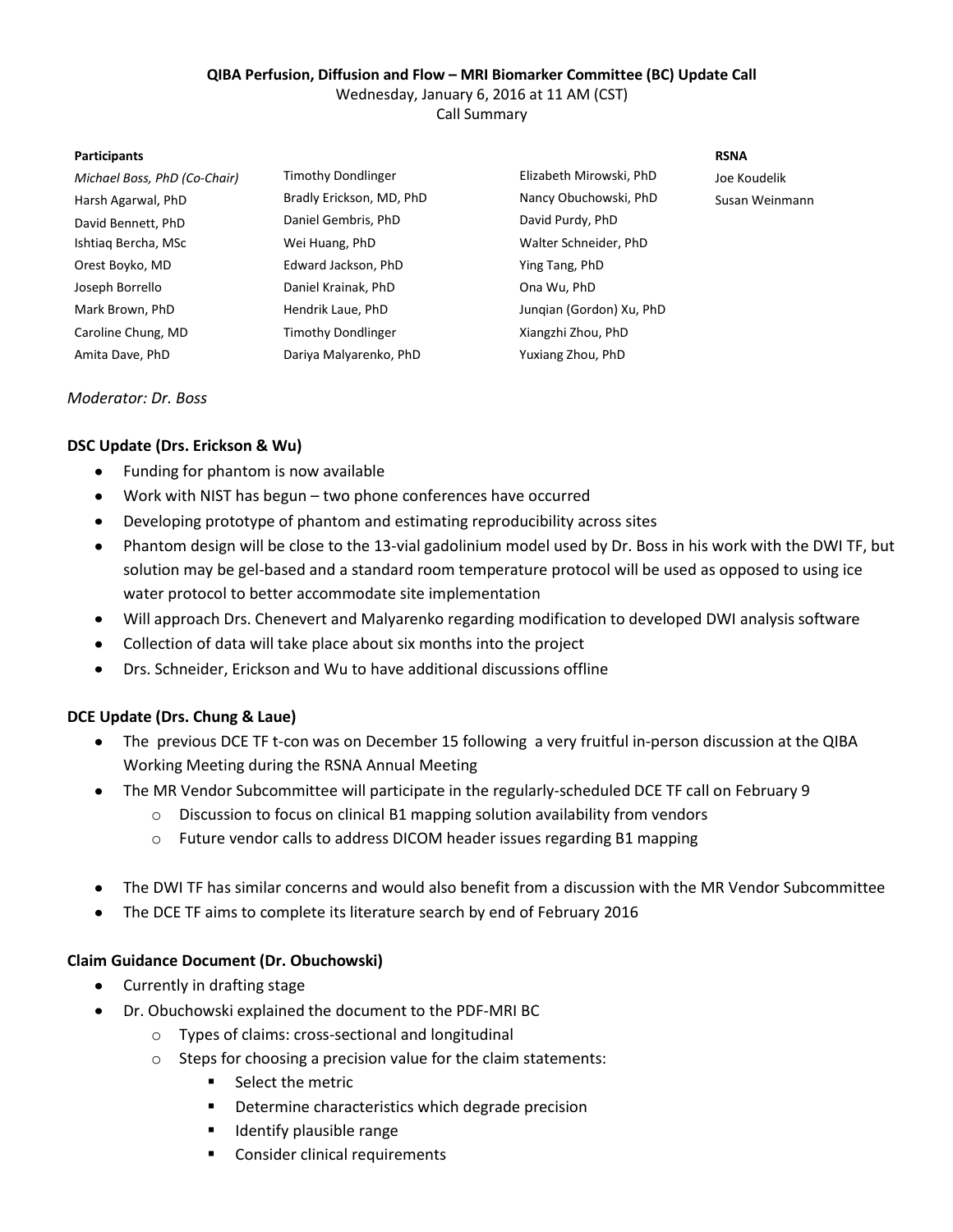**QIBA Perfusion, Diffusion and Flow – MRI Biomarker Committee (BC) Update Call**

Wednesday, January 6, 2016 at 11 AM (CST)

Call Summary

| Participants | | | RSNA |
|---|---|---|---|
| *Michael Boss, PhD (Co-Chair)* | Timothy Dondlinger | Elizabeth Mirowski, PhD | Joe Koudelik |
| Harsh Agarwal, PhD | Bradly Erickson, MD, PhD | Nancy Obuchowski, PhD | Susan Weinmann |
| David Bennett, PhD | Daniel Gembris, PhD | David Purdy, PhD | |
| Ishtiaq Bercha, MSc | Wei Huang, PhD | Walter Schneider, PhD | |
| Orest Boyko, MD | Edward Jackson, PhD | Ying Tang, PhD | |
| Joseph Borrello | Daniel Krainak, PhD | Ona Wu, PhD | |
| Mark Brown, PhD | Hendrik Laue, PhD | Junqian (Gordon) Xu, PhD | |
| Caroline Chung, MD | Timothy Dondlinger | Xiangzhi Zhou, PhD | |
| Amita Dave, PhD | Dariya Malyarenko, PhD | Yuxiang Zhou, PhD | |

*Moderator: Dr. Boss*

**DSC Update (Drs. Erickson & Wu)**

- Funding for phantom is now available
- Work with NIST has begun – two phone conferences have occurred
- Developing prototype of phantom and estimating reproducibility across sites
- Phantom design will be close to the 13-vial gadolinium model used by Dr. Boss in his work with the DWI TF, but solution may be gel-based and a standard room temperature protocol will be used as opposed to using ice water protocol to better accommodate site implementation
- Will approach Drs. Chenevert and Malyarenko regarding modification to developed DWI analysis software
- Collection of data will take place about six months into the project
- Drs. Schneider, Erickson and Wu to have additional discussions offline

**DCE Update (Drs. Chung & Laue)**

- The previous DCE TF t-con was on December 15 following a very fruitful in-person discussion at the QIBA Working Meeting during the RSNA Annual Meeting
- The MR Vendor Subcommittee will participate in the regularly-scheduled DCE TF call on February 9
  - Discussion to focus on clinical B1 mapping solution availability from vendors
  - Future vendor calls to address DICOM header issues regarding B1 mapping
- The DWI TF has similar concerns and would also benefit from a discussion with the MR Vendor Subcommittee
- The DCE TF aims to complete its literature search by end of February 2016

**Claim Guidance Document (Dr. Obuchowski)**

- Currently in drafting stage
- Dr. Obuchowski explained the document to the PDF-MRI BC
  - Types of claims: cross-sectional and longitudinal
  - Steps for choosing a precision value for the claim statements:
    - Select the metric
    - Determine characteristics which degrade precision
    - Identify plausible range
    - Consider clinical requirements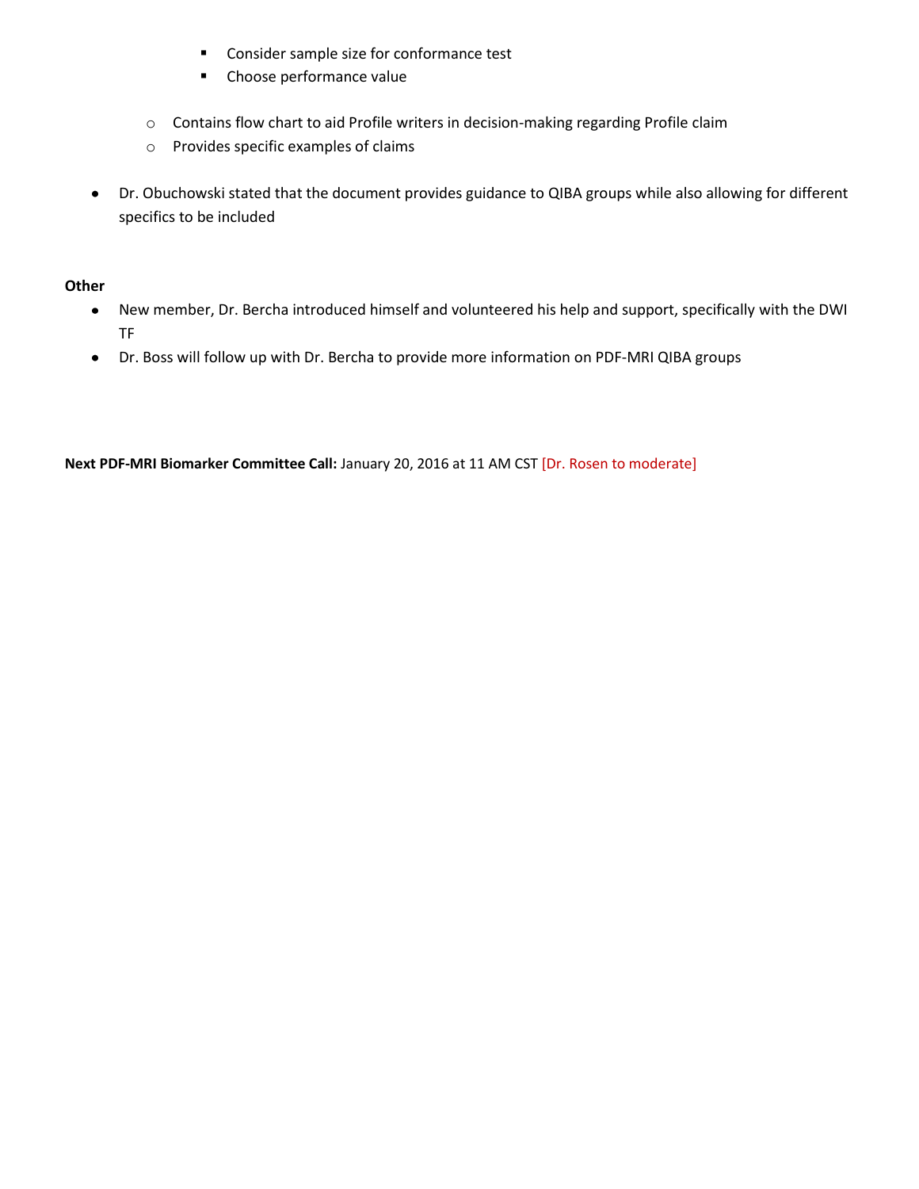- Consider sample size for conformance test
        - Choose performance value
    - Contains flow chart to aid Profile writers in decision-making regarding Profile claim
    - Provides specific examples of claims

- Dr. Obuchowski stated that the document provides guidance to QIBA groups while also allowing for different specifics to be included

**Other**

- New member, Dr. Bercha introduced himself and volunteered his help and support, specifically with the DWI TF
- Dr. Boss will follow up with Dr. Bercha to provide more information on PDF-MRI QIBA groups

**Next PDF-MRI Biomarker Committee Call:** January 20, 2016 at 11 AM CST [Dr. Rosen to moderate]